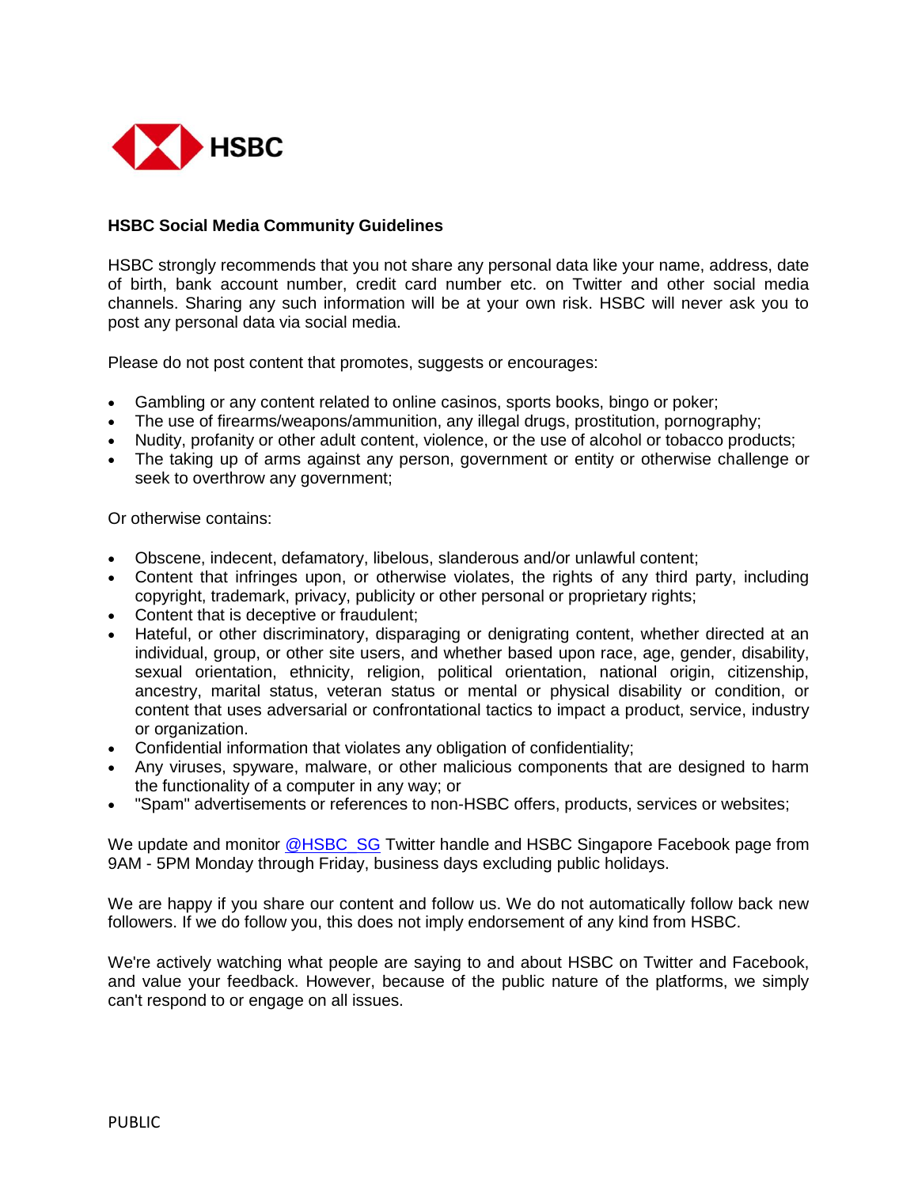HSBC

**HSBC Social Media Community Guidelines**

HSBC strongly recommends that you not share any personal data like your name, address, date of birth, bank account number, credit card number etc. on Twitter and other social media channels. Sharing any such information will be at your own risk. HSBC will never ask you to post any personal data via social media.

Please do not post content that promotes, suggests or encourages:

- Gambling or any content related to online casinos, sports books, bingo or poker;
- The use of firearms/weapons/ammunition, any illegal drugs, prostitution, pornography;
- Nudity, profanity or other adult content, violence, or the use of alcohol or tobacco products;
- The taking up of arms against any person, government or entity or otherwise challenge or seek to overthrow any government;

Or otherwise contains:

- Obscene, indecent, defamatory, libelous, slanderous and/or unlawful content;
- Content that infringes upon, or otherwise violates, the rights of any third party, including copyright, trademark, privacy, publicity or other personal or proprietary rights;
- Content that is deceptive or fraudulent;
- Hateful, or other discriminatory, disparaging or denigrating content, whether directed at an individual, group, or other site users, and whether based upon race, age, gender, disability, sexual orientation, ethnicity, religion, political orientation, national origin, citizenship, ancestry, marital status, veteran status or mental or physical disability or condition, or content that uses adversarial or confrontational tactics to impact a product, service, industry or organization.
- Confidential information that violates any obligation of confidentiality;
- Any viruses, spyware, malware, or other malicious components that are designed to harm the functionality of a computer in any way; or
- "Spam" advertisements or references to non-HSBC offers, products, services or websites;

We update and monitor @HSBC_SG Twitter handle and HSBC Singapore Facebook page from 9AM - 5PM Monday through Friday, business days excluding public holidays.

We are happy if you share our content and follow us. We do not automatically follow back new followers. If we do follow you, this does not imply endorsement of any kind from HSBC.

We're actively watching what people are saying to and about HSBC on Twitter and Facebook, and value your feedback. However, because of the public nature of the platforms, we simply can't respond to or engage on all issues.

PUBLIC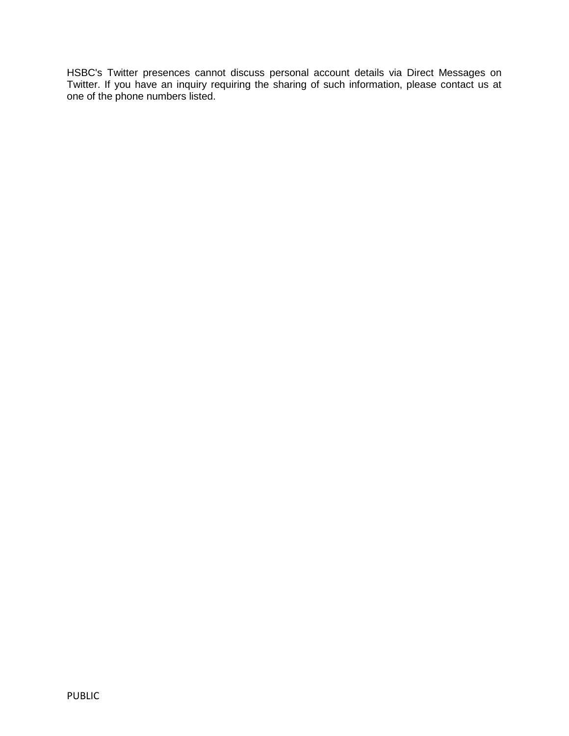HSBC's Twitter presences cannot discuss personal account details via Direct Messages on Twitter. If you have an inquiry requiring the sharing of such information, please contact us at one of the phone numbers listed.